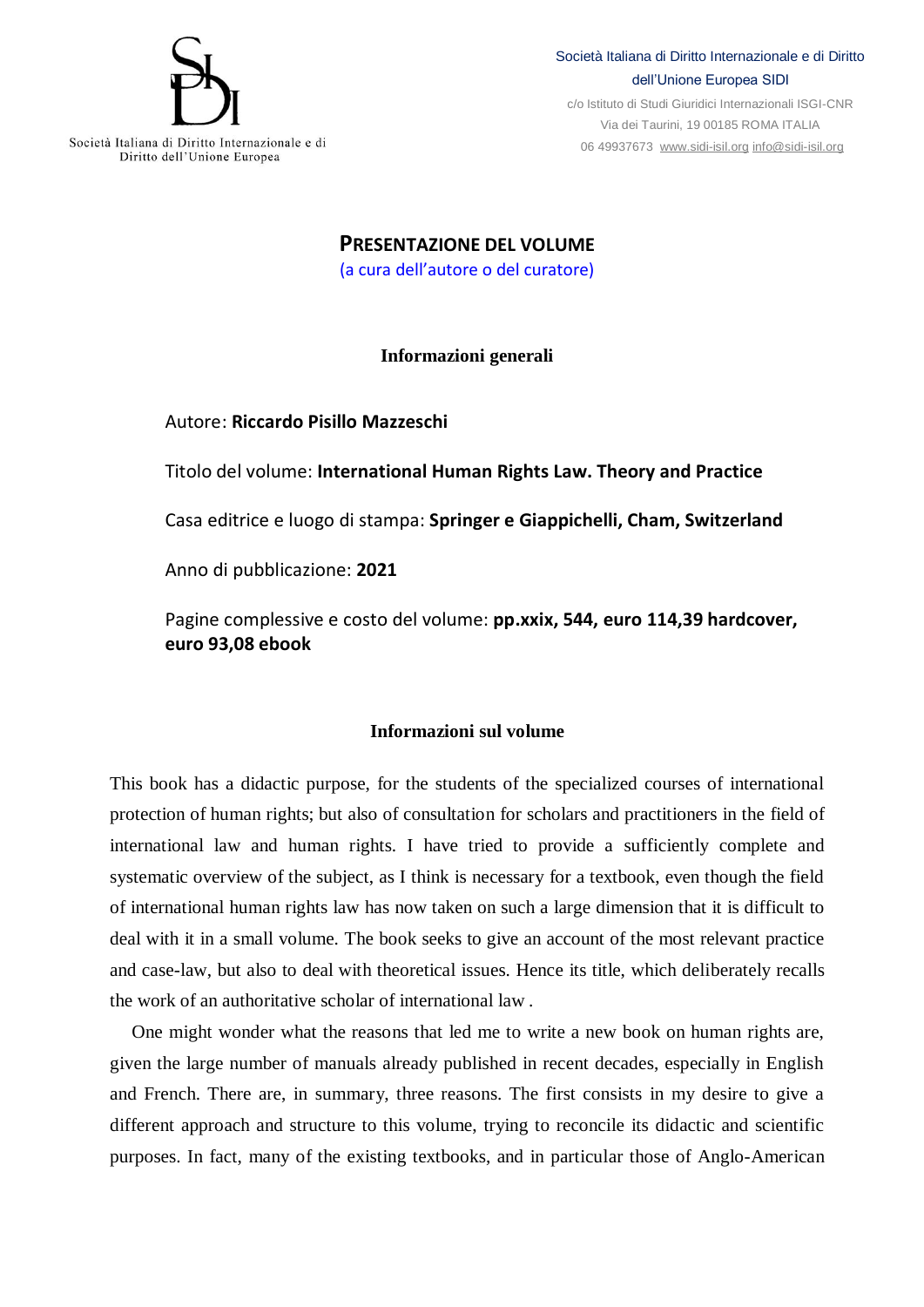Società Italiana di Diritto Internazionale e di Diritto dell'Unione Europea

Società Italiana di Diritto Internazionale e di Diritto dell'Unione Europea SIDI
c/o Istituto di Studi Giuridici Internazionali ISGI-CNR
Via dei Taurini, 19 00185 ROMA ITALIA
06 49937673 www.sidi-isil.org info@sidi-isil.org

# PRESENTAZIONE DEL VOLUME

(a cura dell'autore o del curatore)

## Informazioni generali

Autore: **Riccardo Pisillo Mazzeschi**

Titolo del volume: **International Human Rights Law. Theory and Practice**

Casa editrice e luogo di stampa: **Springer e Giappichelli, Cham, Switzerland**

Anno di pubblicazione: **2021**

Pagine complessive e costo del volume: **pp.xxix, 544, euro 114,39 hardcover, euro 93,08 ebook**

## Informazioni sul volume

This book has a didactic purpose, for the students of the specialized courses of international protection of human rights; but also of consultation for scholars and practitioners in the field of international law and human rights. I have tried to provide a sufficiently complete and systematic overview of the subject, as I think is necessary for a textbook, even though the field of international human rights law has now taken on such a large dimension that it is difficult to deal with it in a small volume. The book seeks to give an account of the most relevant practice and case-law, but also to deal with theoretical issues. Hence its title, which deliberately recalls the work of an authoritative scholar of international law .

One might wonder what the reasons that led me to write a new book on human rights are, given the large number of manuals already published in recent decades, especially in English and French. There are, in summary, three reasons. The first consists in my desire to give a different approach and structure to this volume, trying to reconcile its didactic and scientific purposes. In fact, many of the existing textbooks, and in particular those of Anglo-American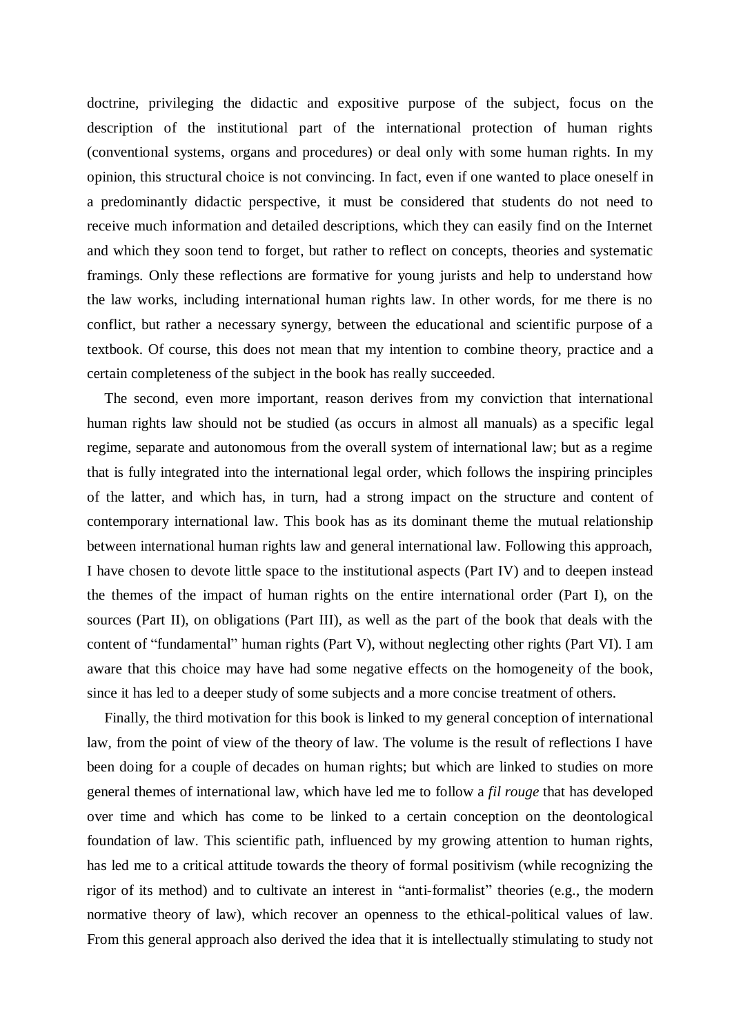doctrine, privileging the didactic and expositive purpose of the subject, focus on the description of the institutional part of the international protection of human rights (conventional systems, organs and procedures) or deal only with some human rights. In my opinion, this structural choice is not convincing. In fact, even if one wanted to place oneself in a predominantly didactic perspective, it must be considered that students do not need to receive much information and detailed descriptions, which they can easily find on the Internet and which they soon tend to forget, but rather to reflect on concepts, theories and systematic framings. Only these reflections are formative for young jurists and help to understand how the law works, including international human rights law. In other words, for me there is no conflict, but rather a necessary synergy, between the educational and scientific purpose of a textbook. Of course, this does not mean that my intention to combine theory, practice and a certain completeness of the subject in the book has really succeeded.

The second, even more important, reason derives from my conviction that international human rights law should not be studied (as occurs in almost all manuals) as a specific legal regime, separate and autonomous from the overall system of international law; but as a regime that is fully integrated into the international legal order, which follows the inspiring principles of the latter, and which has, in turn, had a strong impact on the structure and content of contemporary international law. This book has as its dominant theme the mutual relationship between international human rights law and general international law. Following this approach, I have chosen to devote little space to the institutional aspects (Part IV) and to deepen instead the themes of the impact of human rights on the entire international order (Part I), on the sources (Part II), on obligations (Part III), as well as the part of the book that deals with the content of "fundamental" human rights (Part V), without neglecting other rights (Part VI). I am aware that this choice may have had some negative effects on the homogeneity of the book, since it has led to a deeper study of some subjects and a more concise treatment of others.

Finally, the third motivation for this book is linked to my general conception of international law, from the point of view of the theory of law. The volume is the result of reflections I have been doing for a couple of decades on human rights; but which are linked to studies on more general themes of international law, which have led me to follow a *fil rouge* that has developed over time and which has come to be linked to a certain conception on the deontological foundation of law. This scientific path, influenced by my growing attention to human rights, has led me to a critical attitude towards the theory of formal positivism (while recognizing the rigor of its method) and to cultivate an interest in "anti-formalist" theories (e.g., the modern normative theory of law), which recover an openness to the ethical-political values of law. From this general approach also derived the idea that it is intellectually stimulating to study not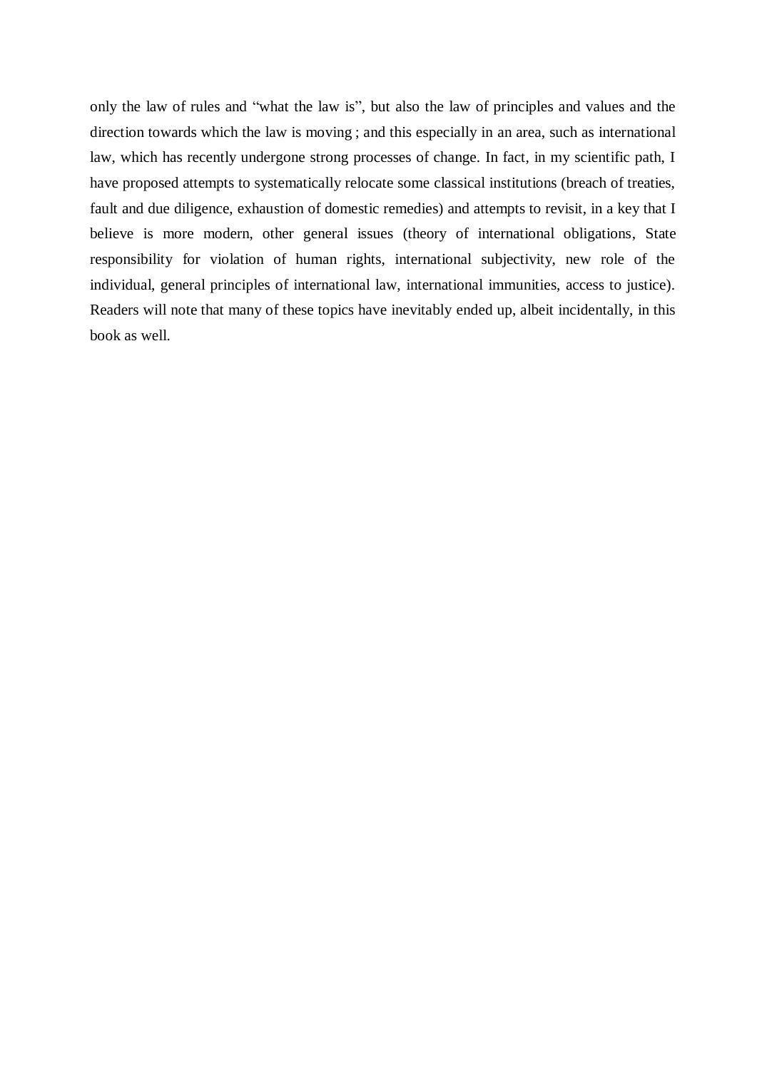only the law of rules and "what the law is", but also the law of principles and values and the direction towards which the law is moving ; and this especially in an area, such as international law, which has recently undergone strong processes of change. In fact, in my scientific path, I have proposed attempts to systematically relocate some classical institutions (breach of treaties, fault and due diligence, exhaustion of domestic remedies) and attempts to revisit, in a key that I believe is more modern, other general issues (theory of international obligations, State responsibility for violation of human rights, international subjectivity, new role of the individual, general principles of international law, international immunities, access to justice). Readers will note that many of these topics have inevitably ended up, albeit incidentally, in this book as well.